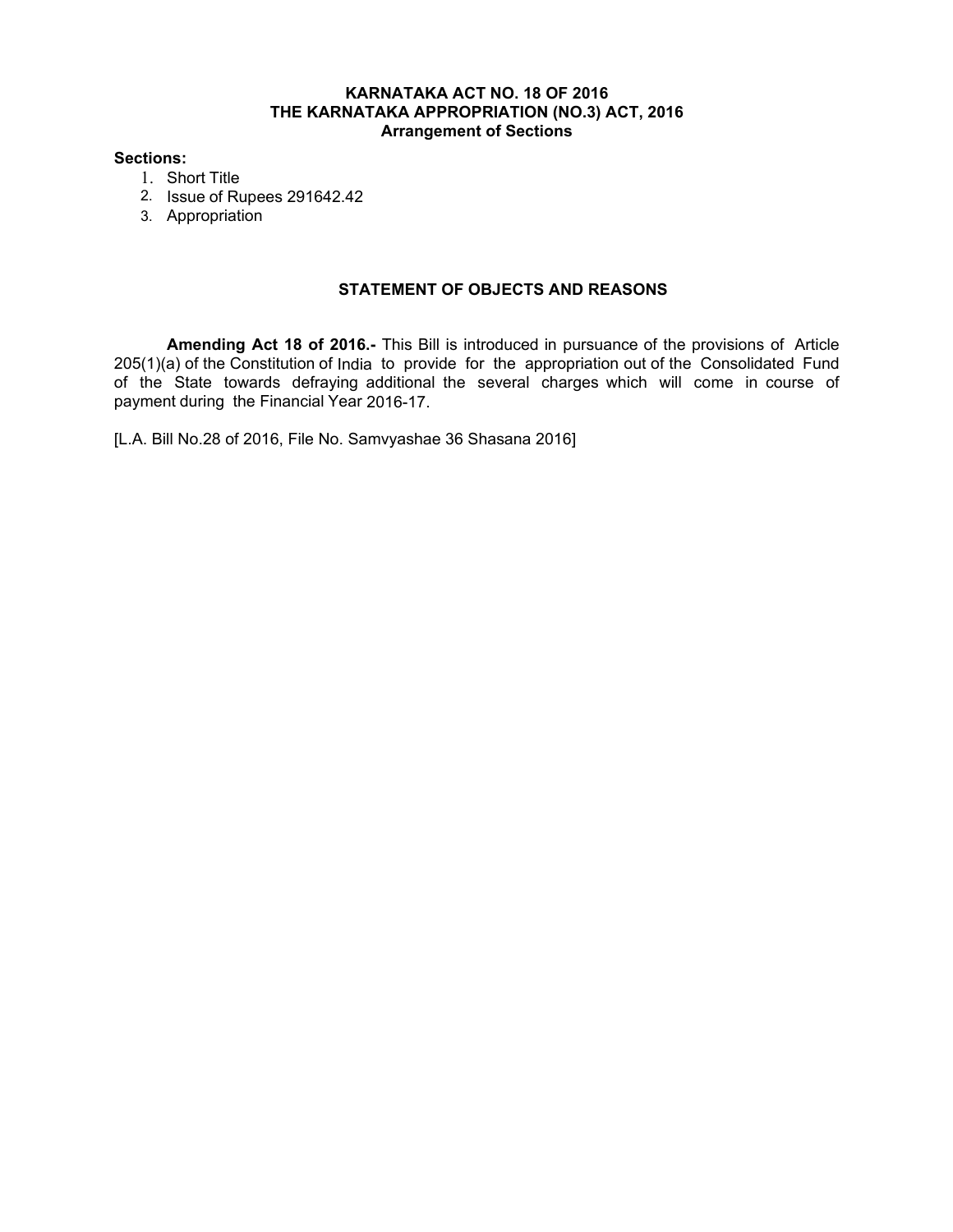**KARNATAKA ACT NO. 18 OF 2016**
**THE KARNATAKA APPROPRIATION (NO.3) ACT, 2016**
**Arrangement of Sections**

**Sections:**

1. Short Title
2. Issue of Rupees 291642.42
3. Appropriation

**STATEMENT OF OBJECTS AND REASONS**

**Amending Act 18 of 2016.-** This Bill is introduced in pursuance of the provisions of Article 205(1)(a) of the Constitution of India to provide for the appropriation out of the Consolidated Fund of the State towards defraying additional the several charges which will come in course of payment during the Financial Year 2016-17.

[L.A. Bill No.28 of 2016, File No. Samvyashae 36 Shasana 2016]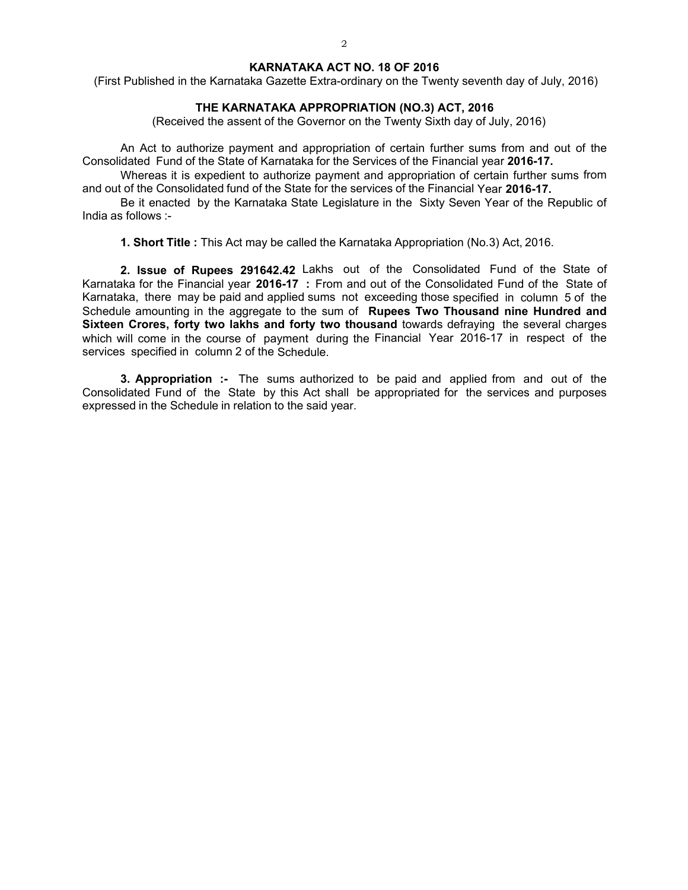## KARNATAKA ACT NO. 18 OF 2016

(First Published in the Karnataka Gazette Extra-ordinary on the Twenty seventh day of July, 2016)

## THE KARNATAKA APPROPRIATION (NO.3) ACT, 2016

(Received the assent of the Governor on the Twenty Sixth day of July, 2016)

An Act to authorize payment and appropriation of certain further sums from and out of the Consolidated Fund of the State of Karnataka for the Services of the Financial year **2016-17.**

Whereas it is expedient to authorize payment and appropriation of certain further sums from and out of the Consolidated fund of the State for the services of the Financial Year **2016-17.**

Be it enacted by the Karnataka State Legislature in the Sixty Seven Year of the Republic of India as follows :-

**1. Short Title :** This Act may be called the Karnataka Appropriation (No.3) Act, 2016.

**2. Issue of Rupees 291642.42** Lakhs out of the Consolidated Fund of the State of Karnataka for the Financial year **2016-17 :** From and out of the Consolidated Fund of the State of Karnataka, there may be paid and applied sums not exceeding those specified in column 5 of the Schedule amounting in the aggregate to the sum of **Rupees Two Thousand nine Hundred and Sixteen Crores, forty two lakhs and forty two thousand** towards defraying the several charges which will come in the course of payment during the Financial Year 2016-17 in respect of the services specified in column 2 of the Schedule.

**3. Appropriation :-** The sums authorized to be paid and applied from and out of the Consolidated Fund of the State by this Act shall be appropriated for the services and purposes expressed in the Schedule in relation to the said year.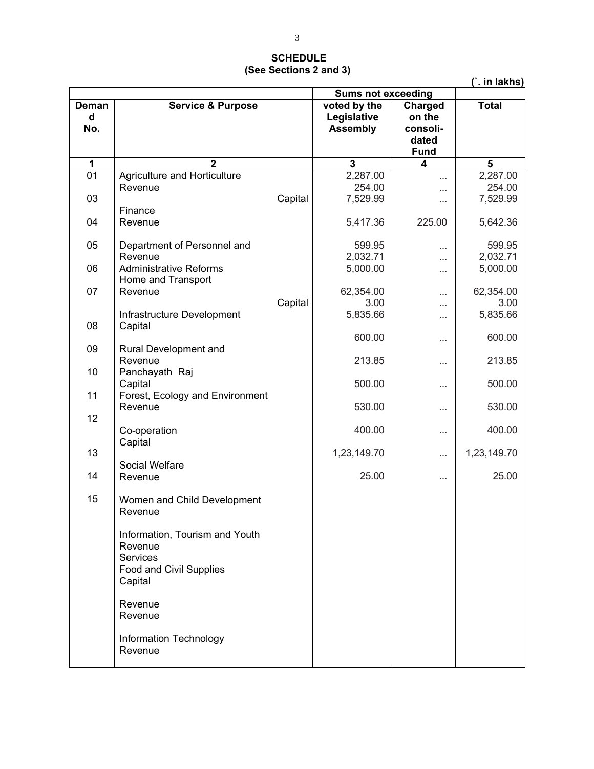**SCHEDULE**
**(See Sections 2 and 3)**

(`. in lakhs)

| | | Sums not exceeding | | |
|---|---|---|---|---|
| **Demand No.** | **Service & Purpose** | **voted by the Legislative Assembly** | **Charged on the consoli-dated Fund** | **Total** |
| **1** | **2** | **3** | **4** | **5** |
| 01 | Agriculture and Horticulture | 2,287.00 | ... | 2,287.00 |
| | Revenue | 254.00 | ... | 254.00 |
| 03 | Capital | 7,529.99 | ... | 7,529.99 |
| | Finance | | | |
| 04 | Revenue | 5,417.36 | 225.00 | 5,642.36 |
| 05 | Department of Personnel and | 599.95 | ... | 599.95 |
| | Revenue | 2,032.71 | ... | 2,032.71 |
| 06 | Administrative Reforms | 5,000.00 | ... | 5,000.00 |
| | Home and Transport | | | |
| 07 | Revenue | 62,354.00 | ... | 62,354.00 |
| | Capital | 3.00 | ... | 3.00 |
| | Infrastructure Development | 5,835.66 | ... | 5,835.66 |
| 08 | Capital | | | |
| | | 600.00 | ... | 600.00 |
| 09 | Rural Development and | | | |
| | Revenue | 213.85 | ... | 213.85 |
| 10 | Panchayath Raj | | | |
| | Capital | 500.00 | ... | 500.00 |
| 11 | Forest, Ecology and Environment | | | |
| | Revenue | 530.00 | ... | 530.00 |
| 12 | | | | |
| | Co-operation | 400.00 | ... | 400.00 |
| | Capital | | | |
| 13 | | 1,23,149.70 | ... | 1,23,149.70 |
| | Social Welfare | | | |
| 14 | Revenue | 25.00 | ... | 25.00 |
| 15 | Women and Child Development | | | |
| | Revenue | | | |
| | Information, Tourism and Youth | | | |
| | Revenue | | | |
| | Services | | | |
| | Food and Civil Supplies | | | |
| | Capital | | | |
| | Revenue | | | |
| | Revenue | | | |
| | Information Technology | | | |
| | Revenue | | | |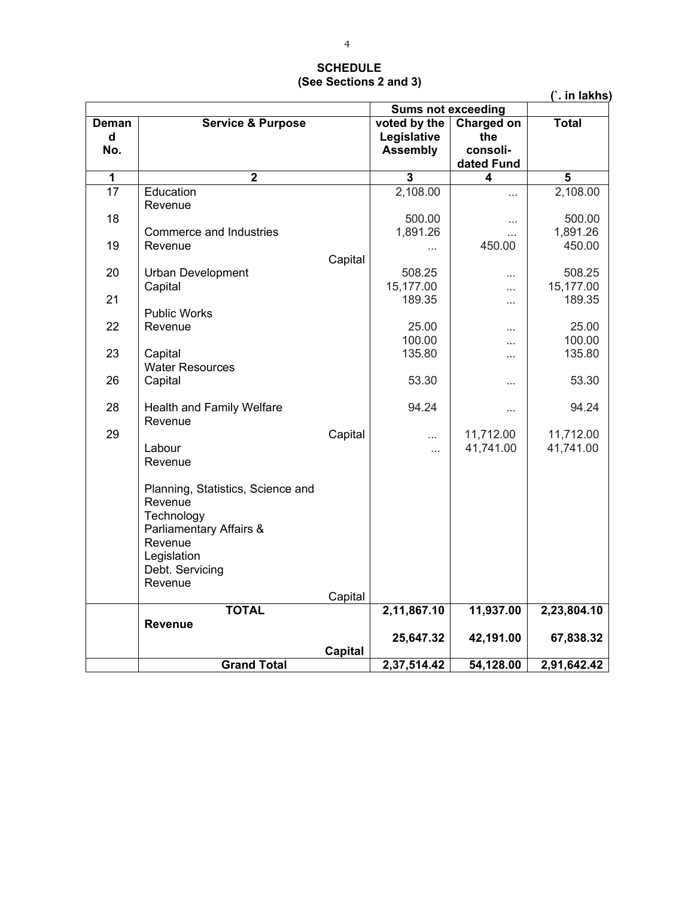# SCHEDULE
## (See Sections 2 and 3)

(`. in lakhs)

| | | Sums not exceeding | | |
|---|---|---|---|---|
| Demand No. | Service & Purpose | voted by the Legislative Assembly | Charged on the consoli-dated Fund | Total |
| 1 | 2 | 3 | 4 | 5 |
| 17 | Education | 2,108.00 | ... | 2,108.00 |
| | Revenue | | | |
| 18 | | 500.00 | ... | 500.00 |
| | Commerce and Industries | 1,891.26 | ... | 1,891.26 |
| 19 | Revenue | ... | 450.00 | 450.00 |
| | Capital | | | |
| 20 | Urban Development | 508.25 | ... | 508.25 |
| | Capital | 15,177.00 | ... | 15,177.00 |
| 21 | | 189.35 | ... | 189.35 |
| | Public Works | | | |
| 22 | Revenue | 25.00 | ... | 25.00 |
| | | 100.00 | ... | 100.00 |
| 23 | Capital | 135.80 | ... | 135.80 |
| | Water Resources | | | |
| 26 | Capital | 53.30 | ... | 53.30 |
| 28 | Health and Family Welfare | 94.24 | ... | 94.24 |
| | Revenue | | | |
| 29 | Capital | ... | 11,712.00 | 11,712.00 |
| | Labour | ... | 41,741.00 | 41,741.00 |
| | Revenue | | | |
| | Planning, Statistics, Science and Revenue | | | |
| | Technology | | | |
| | Parliamentary Affairs & Revenue | | | |
| | Legislation | | | |
| | Debt. Servicing | | | |
| | Revenue | | | |
| | Capital | | | |
| | **TOTAL** | **2,11,867.10** | **11,937.00** | **2,23,804.10** |
| | **Revenue** | | | |
| | | **25,647.32** | **42,191.00** | **67,838.32** |
| | **Capital** | | | |
| | **Grand Total** | **2,37,514.42** | **54,128.00** | **2,91,642.42** |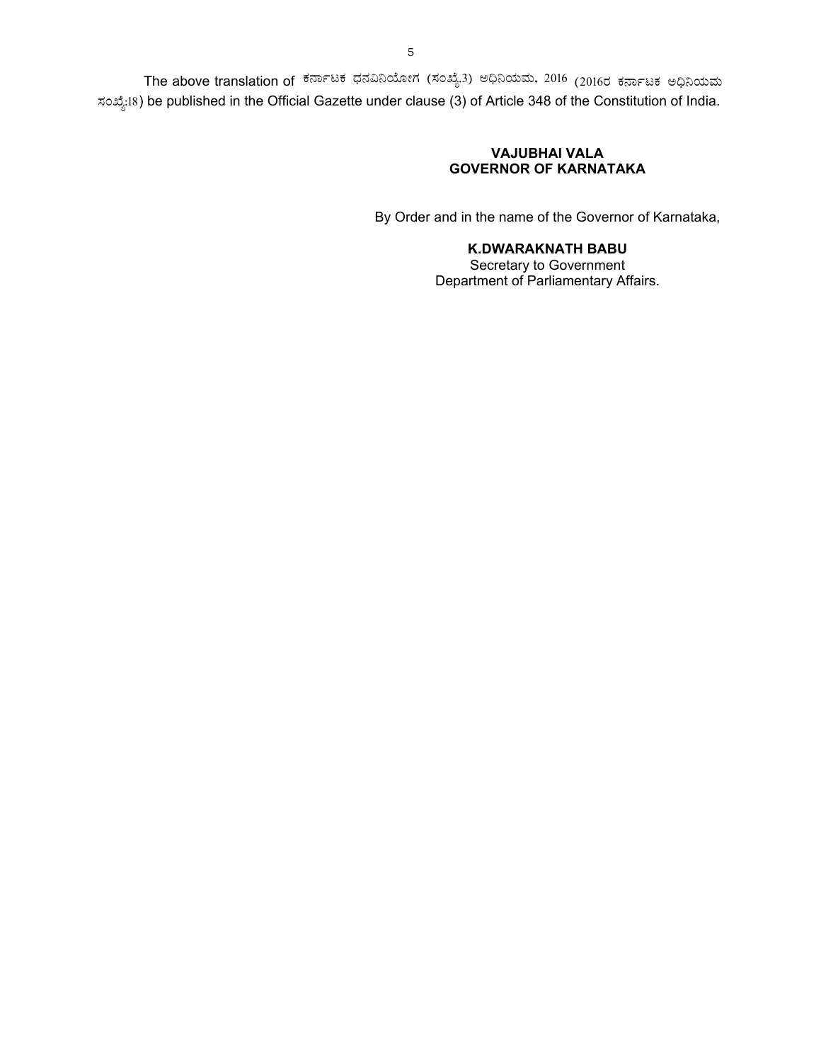The above translation of ಕರ್ನಾಟಕ ಧನವಿನಿಯೋಗ (ಸಂಖ್ಯೆ.3) ಅಧಿನಿಯಮ, 2016 (2016ರ ಕರ್ನಾಟಕ ಅಧಿನಿಯಮ ಸಂಖ್ಯೆ:18) be published in the Official Gazette under clause (3) of Article 348 of the Constitution of India.

**VAJUBHAI VALA**
**GOVERNOR OF KARNATAKA**

By Order and in the name of the Governor of Karnataka,

**K.DWARAKNATH BABU**
Secretary to Government
Department of Parliamentary Affairs.